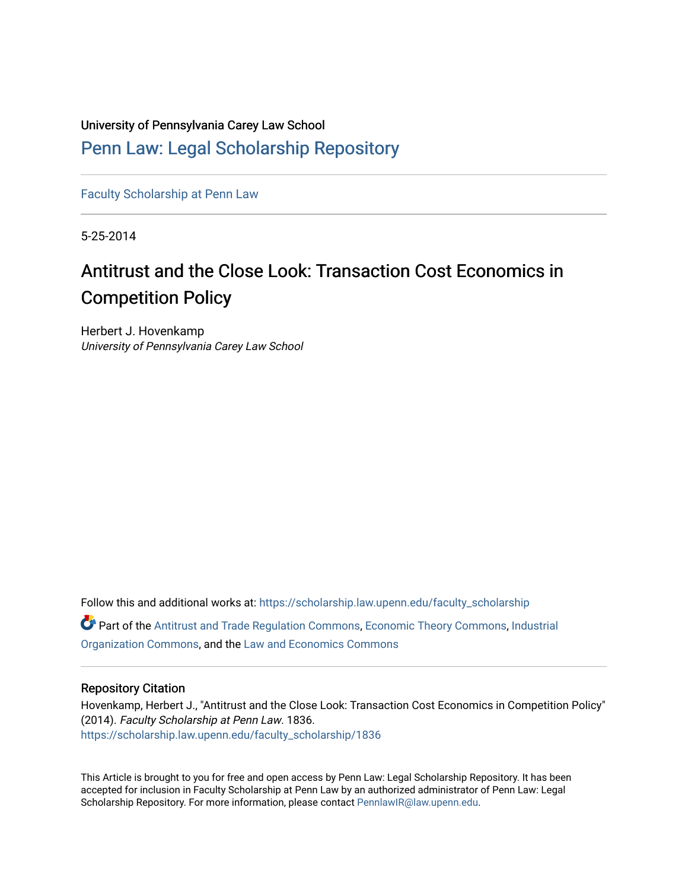University of Pennsylvania Carey Law School

# Penn Law: Legal Scholarship Repository

Faculty Scholarship at Penn Law

5-25-2014

# Antitrust and the Close Look: Transaction Cost Economics in Competition Policy

Herbert J. Hovenkamp
*University of Pennsylvania Carey Law School*

Follow this and additional works at: https://scholarship.law.upenn.edu/faculty_scholarship

Part of the Antitrust and Trade Regulation Commons, Economic Theory Commons, Industrial Organization Commons, and the Law and Economics Commons

## Repository Citation

Hovenkamp, Herbert J., "Antitrust and the Close Look: Transaction Cost Economics in Competition Policy" (2014). *Faculty Scholarship at Penn Law*. 1836.
https://scholarship.law.upenn.edu/faculty_scholarship/1836

This Article is brought to you for free and open access by Penn Law: Legal Scholarship Repository. It has been accepted for inclusion in Faculty Scholarship at Penn Law by an authorized administrator of Penn Law: Legal Scholarship Repository. For more information, please contact PennlawIR@law.upenn.edu.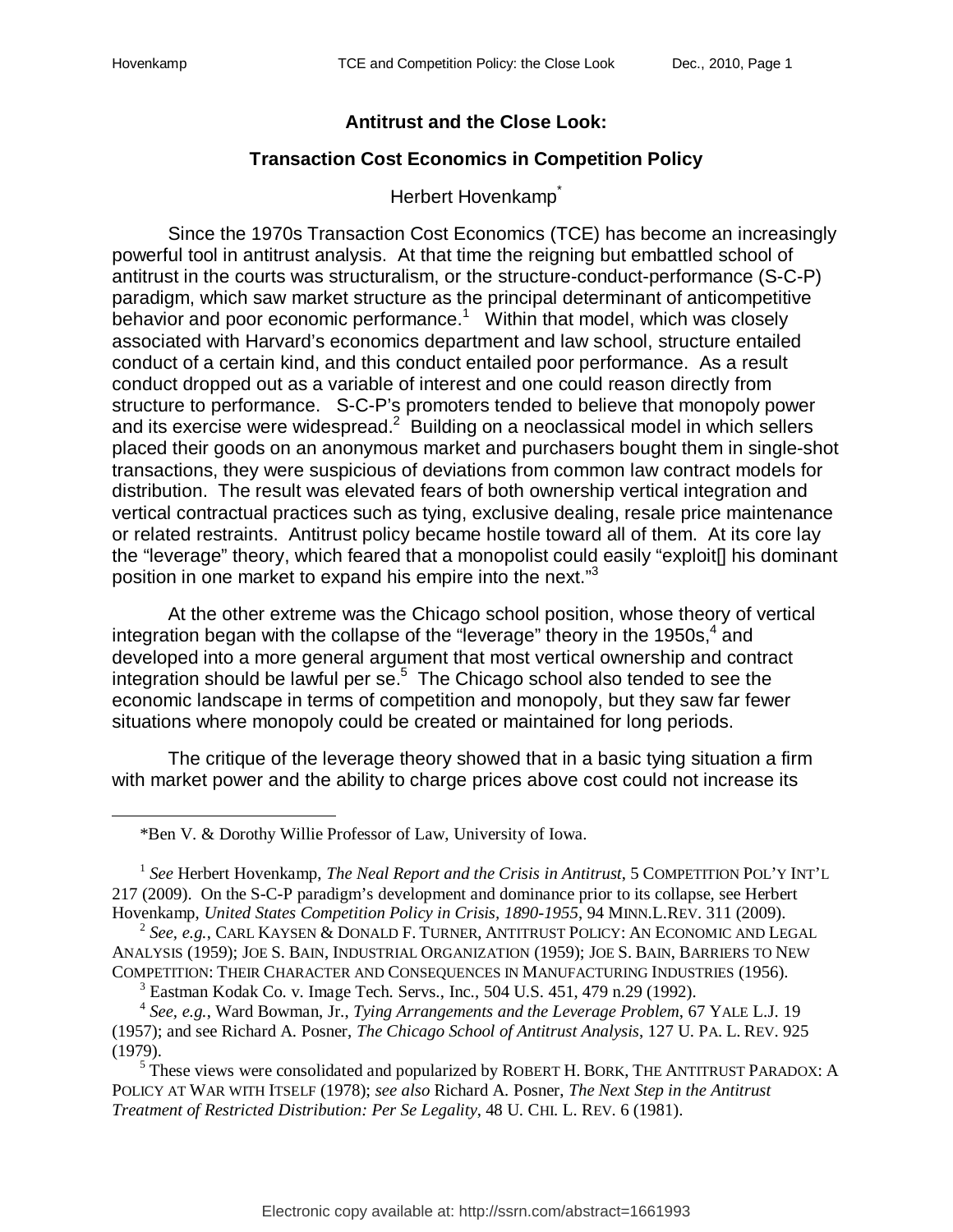**Antitrust and the Close Look:**

**Transaction Cost Economics in Competition Policy**

Herbert Hovenkamp*

Since the 1970s Transaction Cost Economics (TCE) has become an increasingly powerful tool in antitrust analysis. At that time the reigning but embattled school of antitrust in the courts was structuralism, or the structure-conduct-performance (S-C-P) paradigm, which saw market structure as the principal determinant of anticompetitive behavior and poor economic performance.[1] Within that model, which was closely associated with Harvard's economics department and law school, structure entailed conduct of a certain kind, and this conduct entailed poor performance. As a result conduct dropped out as a variable of interest and one could reason directly from structure to performance. S-C-P's promoters tended to believe that monopoly power and its exercise were widespread.[2] Building on a neoclassical model in which sellers placed their goods on an anonymous market and purchasers bought them in single-shot transactions, they were suspicious of deviations from common law contract models for distribution. The result was elevated fears of both ownership vertical integration and vertical contractual practices such as tying, exclusive dealing, resale price maintenance or related restraints. Antitrust policy became hostile toward all of them. At its core lay the "leverage" theory, which feared that a monopolist could easily "exploit[] his dominant position in one market to expand his empire into the next."[3]

At the other extreme was the Chicago school position, whose theory of vertical integration began with the collapse of the "leverage" theory in the 1950s,[4] and developed into a more general argument that most vertical ownership and contract integration should be lawful per se.[5] The Chicago school also tended to see the economic landscape in terms of competition and monopoly, but they saw far fewer situations where monopoly could be created or maintained for long periods.

The critique of the leverage theory showed that in a basic tying situation a firm with market power and the ability to charge prices above cost could not increase its

---

*Ben V. & Dorothy Willie Professor of Law, University of Iowa.

[1] *See* Herbert Hovenkamp, *The Neal Report and the Crisis in Antitrust*, 5 COMPETITION POL'Y INT'L 217 (2009). On the S-C-P paradigm's development and dominance prior to its collapse, see Herbert Hovenkamp, *United States Competition Policy in Crisis, 1890-1955*, 94 MINN.L.REV. 311 (2009).

[2] *See, e.g.*, CARL KAYSEN & DONALD F. TURNER, ANTITRUST POLICY: AN ECONOMIC AND LEGAL ANALYSIS (1959); JOE S. BAIN, INDUSTRIAL ORGANIZATION (1959); JOE S. BAIN, BARRIERS TO NEW COMPETITION: THEIR CHARACTER AND CONSEQUENCES IN MANUFACTURING INDUSTRIES (1956).

[3] Eastman Kodak Co. v. Image Tech. Servs., Inc., 504 U.S. 451, 479 n.29 (1992).

[4] *See, e.g.*, Ward Bowman, Jr., *Tying Arrangements and the Leverage Problem*, 67 YALE L.J. 19 (1957); and see Richard A. Posner, *The Chicago School of Antitrust Analysis*, 127 U. PA. L. REV. 925 (1979).

[5] These views were consolidated and popularized by ROBERT H. BORK, THE ANTITRUST PARADOX: A POLICY AT WAR WITH ITSELF (1978); *see also* Richard A. Posner, *The Next Step in the Antitrust Treatment of Restricted Distribution: Per Se Legality*, 48 U. CHI. L. REV. 6 (1981).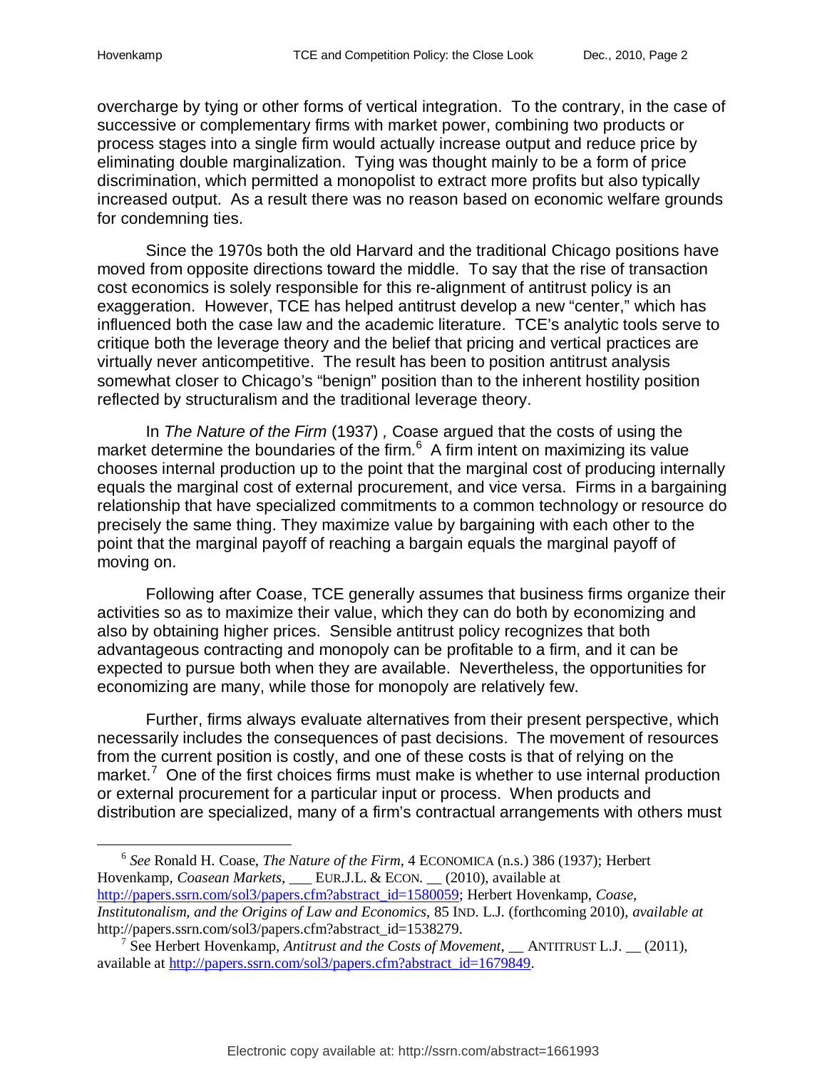overcharge by tying or other forms of vertical integration. To the contrary, in the case of successive or complementary firms with market power, combining two products or process stages into a single firm would actually increase output and reduce price by eliminating double marginalization. Tying was thought mainly to be a form of price discrimination, which permitted a monopolist to extract more profits but also typically increased output. As a result there was no reason based on economic welfare grounds for condemning ties.

Since the 1970s both the old Harvard and the traditional Chicago positions have moved from opposite directions toward the middle. To say that the rise of transaction cost economics is solely responsible for this re-alignment of antitrust policy is an exaggeration. However, TCE has helped antitrust develop a new "center," which has influenced both the case law and the academic literature. TCE's analytic tools serve to critique both the leverage theory and the belief that pricing and vertical practices are virtually never anticompetitive. The result has been to position antitrust analysis somewhat closer to Chicago's "benign" position than to the inherent hostility position reflected by structuralism and the traditional leverage theory.

In *The Nature of the Firm* (1937) *,* Coase argued that the costs of using the market determine the boundaries of the firm.[6] A firm intent on maximizing its value chooses internal production up to the point that the marginal cost of producing internally equals the marginal cost of external procurement, and vice versa. Firms in a bargaining relationship that have specialized commitments to a common technology or resource do precisely the same thing. They maximize value by bargaining with each other to the point that the marginal payoff of reaching a bargain equals the marginal payoff of moving on.

Following after Coase, TCE generally assumes that business firms organize their activities so as to maximize their value, which they can do both by economizing and also by obtaining higher prices. Sensible antitrust policy recognizes that both advantageous contracting and monopoly can be profitable to a firm, and it can be expected to pursue both when they are available. Nevertheless, the opportunities for economizing are many, while those for monopoly are relatively few.

Further, firms always evaluate alternatives from their present perspective, which necessarily includes the consequences of past decisions. The movement of resources from the current position is costly, and one of these costs is that of relying on the market.[7] One of the first choices firms must make is whether to use internal production or external procurement for a particular input or process. When products and distribution are specialized, many of a firm's contractual arrangements with others must

---

[6] *See* Ronald H. Coase, *The Nature of the Firm*, 4 ECONOMICA (n.s.) 386 (1937); Herbert Hovenkamp, *Coasean Markets*, ___ EUR.J.L. & ECON. __ (2010), available at http://papers.ssrn.com/sol3/papers.cfm?abstract_id=1580059; Herbert Hovenkamp, *Coase, Institutonalism, and the Origins of Law and Economics*, 85 IND. L.J. (forthcoming 2010), *available at* http://papers.ssrn.com/sol3/papers.cfm?abstract_id=1538279.

[7] See Herbert Hovenkamp, *Antitrust and the Costs of Movement*, __ ANTITRUST L.J. __ (2011), available at http://papers.ssrn.com/sol3/papers.cfm?abstract_id=1679849.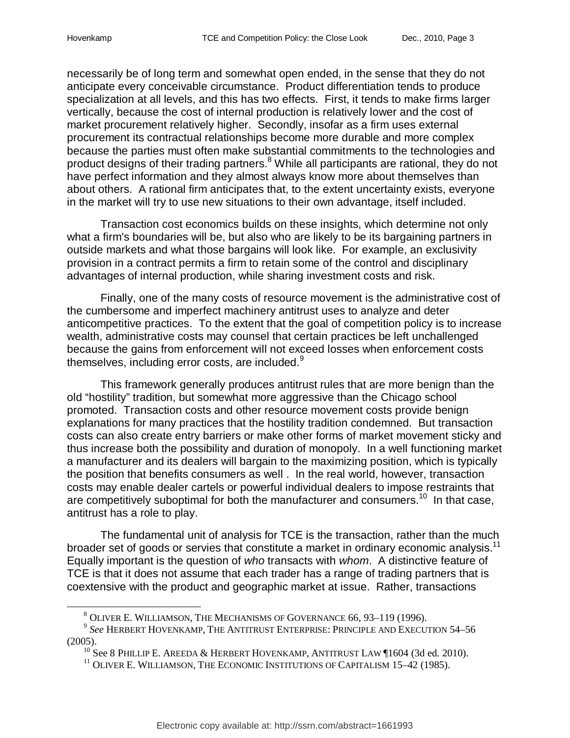necessarily be of long term and somewhat open ended, in the sense that they do not anticipate every conceivable circumstance. Product differentiation tends to produce specialization at all levels, and this has two effects. First, it tends to make firms larger vertically, because the cost of internal production is relatively lower and the cost of market procurement relatively higher. Secondly, insofar as a firm uses external procurement its contractual relationships become more durable and more complex because the parties must often make substantial commitments to the technologies and product designs of their trading partners.[8] While all participants are rational, they do not have perfect information and they almost always know more about themselves than about others. A rational firm anticipates that, to the extent uncertainty exists, everyone in the market will try to use new situations to their own advantage, itself included.

Transaction cost economics builds on these insights, which determine not only what a firm's boundaries will be, but also who are likely to be its bargaining partners in outside markets and what those bargains will look like. For example, an exclusivity provision in a contract permits a firm to retain some of the control and disciplinary advantages of internal production, while sharing investment costs and risk.

Finally, one of the many costs of resource movement is the administrative cost of the cumbersome and imperfect machinery antitrust uses to analyze and deter anticompetitive practices. To the extent that the goal of competition policy is to increase wealth, administrative costs may counsel that certain practices be left unchallenged because the gains from enforcement will not exceed losses when enforcement costs themselves, including error costs, are included.[9]

This framework generally produces antitrust rules that are more benign than the old "hostility" tradition, but somewhat more aggressive than the Chicago school promoted. Transaction costs and other resource movement costs provide benign explanations for many practices that the hostility tradition condemned. But transaction costs can also create entry barriers or make other forms of market movement sticky and thus increase both the possibility and duration of monopoly. In a well functioning market a manufacturer and its dealers will bargain to the maximizing position, which is typically the position that benefits consumers as well . In the real world, however, transaction costs may enable dealer cartels or powerful individual dealers to impose restraints that are competitively suboptimal for both the manufacturer and consumers.[10] In that case, antitrust has a role to play.

The fundamental unit of analysis for TCE is the transaction, rather than the much broader set of goods or servies that constitute a market in ordinary economic analysis.[11] Equally important is the question of *who* transacts with *whom*. A distinctive feature of TCE is that it does not assume that each trader has a range of trading partners that is coextensive with the product and geographic market at issue. Rather, transactions

---

[8] OLIVER E. WILLIAMSON, THE MECHANISMS OF GOVERNANCE 66, 93–119 (1996).

[9] *See* HERBERT HOVENKAMP, THE ANTITRUST ENTERPRISE: PRINCIPLE AND EXECUTION 54–56 (2005).

[10] See 8 PHILLIP E. AREEDA & HERBERT HOVENKAMP, ANTITRUST LAW ¶1604 (3d ed. 2010).

[11] OLIVER E. WILLIAMSON, THE ECONOMIC INSTITUTIONS OF CAPITALISM 15–42 (1985).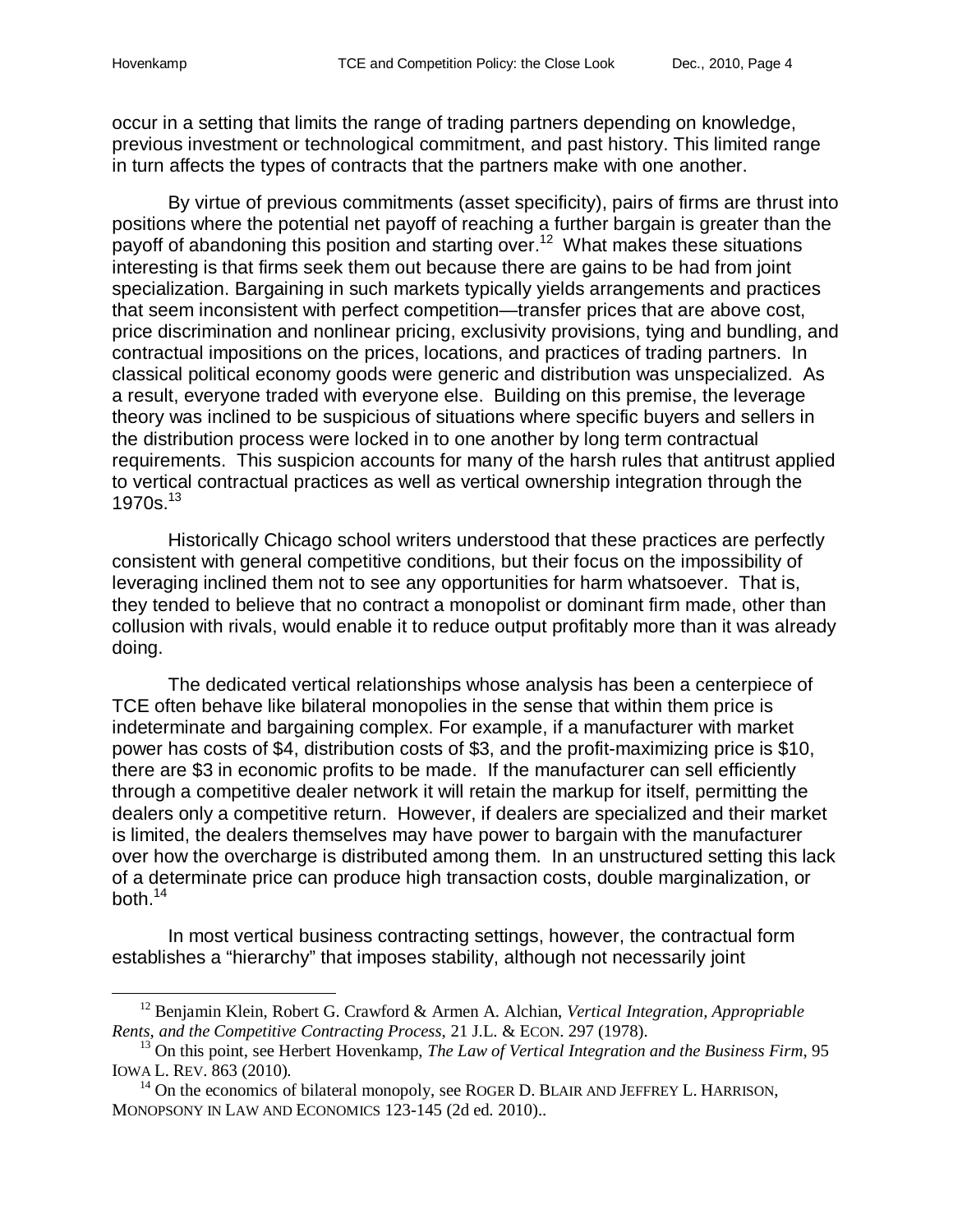occur in a setting that limits the range of trading partners depending on knowledge, previous investment or technological commitment, and past history. This limited range in turn affects the types of contracts that the partners make with one another.

By virtue of previous commitments (asset specificity), pairs of firms are thrust into positions where the potential net payoff of reaching a further bargain is greater than the payoff of abandoning this position and starting over.[12] What makes these situations interesting is that firms seek them out because there are gains to be had from joint specialization. Bargaining in such markets typically yields arrangements and practices that seem inconsistent with perfect competition—transfer prices that are above cost, price discrimination and nonlinear pricing, exclusivity provisions, tying and bundling, and contractual impositions on the prices, locations, and practices of trading partners. In classical political economy goods were generic and distribution was unspecialized. As a result, everyone traded with everyone else. Building on this premise, the leverage theory was inclined to be suspicious of situations where specific buyers and sellers in the distribution process were locked in to one another by long term contractual requirements. This suspicion accounts for many of the harsh rules that antitrust applied to vertical contractual practices as well as vertical ownership integration through the 1970s.[13]

Historically Chicago school writers understood that these practices are perfectly consistent with general competitive conditions, but their focus on the impossibility of leveraging inclined them not to see any opportunities for harm whatsoever. That is, they tended to believe that no contract a monopolist or dominant firm made, other than collusion with rivals, would enable it to reduce output profitably more than it was already doing.

The dedicated vertical relationships whose analysis has been a centerpiece of TCE often behave like bilateral monopolies in the sense that within them price is indeterminate and bargaining complex. For example, if a manufacturer with market power has costs of $4, distribution costs of $3, and the profit-maximizing price is $10, there are $3 in economic profits to be made. If the manufacturer can sell efficiently through a competitive dealer network it will retain the markup for itself, permitting the dealers only a competitive return. However, if dealers are specialized and their market is limited, the dealers themselves may have power to bargain with the manufacturer over how the overcharge is distributed among them. In an unstructured setting this lack of a determinate price can produce high transaction costs, double marginalization, or both.[14]

In most vertical business contracting settings, however, the contractual form establishes a "hierarchy" that imposes stability, although not necessarily joint

---

[12] Benjamin Klein, Robert G. Crawford & Armen A. Alchian, *Vertical Integration, Appropriable Rents, and the Competitive Contracting Process*, 21 J.L. & ECON. 297 (1978).

[13] On this point, see Herbert Hovenkamp, *The Law of Vertical Integration and the Business Firm*, 95 IOWA L. REV. 863 (2010).

[14] On the economics of bilateral monopoly, see ROGER D. BLAIR AND JEFFREY L. HARRISON, MONOPSONY IN LAW AND ECONOMICS 123-145 (2d ed. 2010)..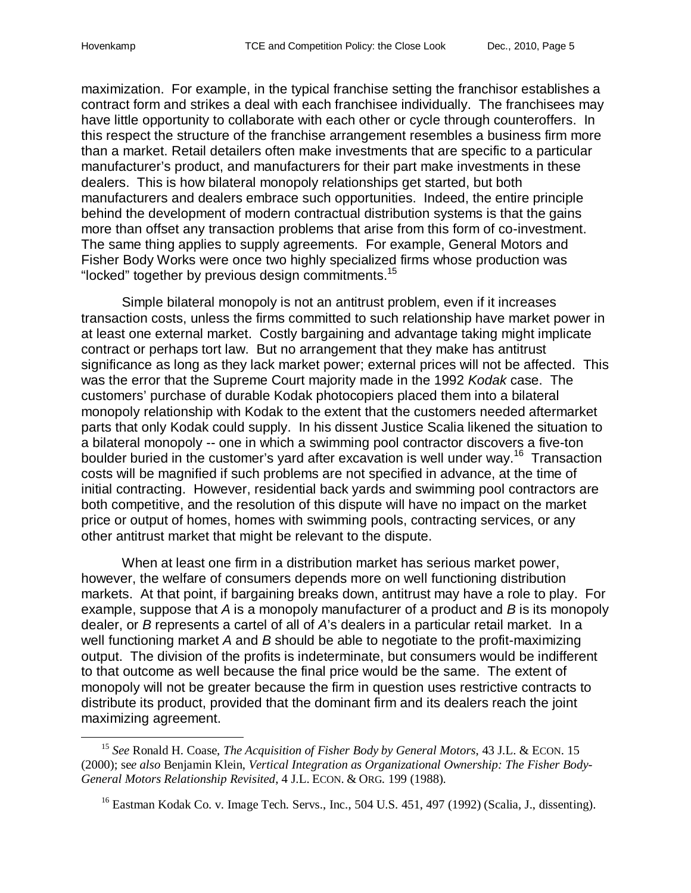maximization. For example, in the typical franchise setting the franchisor establishes a contract form and strikes a deal with each franchisee individually. The franchisees may have little opportunity to collaborate with each other or cycle through counteroffers. In this respect the structure of the franchise arrangement resembles a business firm more than a market. Retail detailers often make investments that are specific to a particular manufacturer's product, and manufacturers for their part make investments in these dealers. This is how bilateral monopoly relationships get started, but both manufacturers and dealers embrace such opportunities. Indeed, the entire principle behind the development of modern contractual distribution systems is that the gains more than offset any transaction problems that arise from this form of co-investment. The same thing applies to supply agreements. For example, General Motors and Fisher Body Works were once two highly specialized firms whose production was "locked" together by previous design commitments.[15]

Simple bilateral monopoly is not an antitrust problem, even if it increases transaction costs, unless the firms committed to such relationship have market power in at least one external market. Costly bargaining and advantage taking might implicate contract or perhaps tort law. But no arrangement that they make has antitrust significance as long as they lack market power; external prices will not be affected. This was the error that the Supreme Court majority made in the 1992 *Kodak* case. The customers' purchase of durable Kodak photocopiers placed them into a bilateral monopoly relationship with Kodak to the extent that the customers needed aftermarket parts that only Kodak could supply. In his dissent Justice Scalia likened the situation to a bilateral monopoly -- one in which a swimming pool contractor discovers a five-ton boulder buried in the customer's yard after excavation is well under way.[16] Transaction costs will be magnified if such problems are not specified in advance, at the time of initial contracting. However, residential back yards and swimming pool contractors are both competitive, and the resolution of this dispute will have no impact on the market price or output of homes, homes with swimming pools, contracting services, or any other antitrust market that might be relevant to the dispute.

When at least one firm in a distribution market has serious market power, however, the welfare of consumers depends more on well functioning distribution markets. At that point, if bargaining breaks down, antitrust may have a role to play. For example, suppose that *A* is a monopoly manufacturer of a product and *B* is its monopoly dealer, or *B* represents a cartel of all of *A*'s dealers in a particular retail market. In a well functioning market *A* and *B* should be able to negotiate to the profit-maximizing output. The division of the profits is indeterminate, but consumers would be indifferent to that outcome as well because the final price would be the same. The extent of monopoly will not be greater because the firm in question uses restrictive contracts to distribute its product, provided that the dominant firm and its dealers reach the joint maximizing agreement.

[15] *See* Ronald H. Coase, *The Acquisition of Fisher Body by General Motors*, 43 J.L. & ECON. 15 (2000); s*ee also* Benjamin Klein, *Vertical Integration as Organizational Ownership: The Fisher Body-General Motors Relationship Revisited*, 4 J.L. ECON. & ORG. 199 (1988).

[16] Eastman Kodak Co. v. Image Tech. Servs., Inc., 504 U.S. 451, 497 (1992) (Scalia, J., dissenting).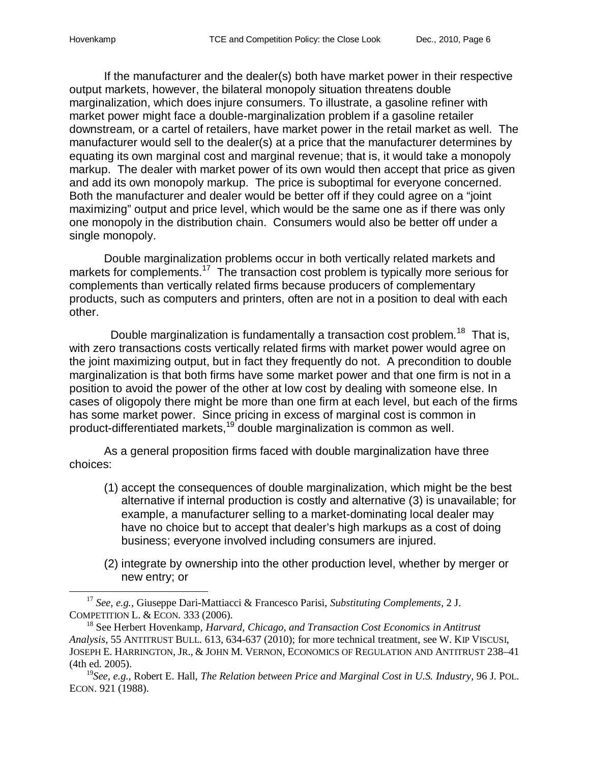If the manufacturer and the dealer(s) both have market power in their respective output markets, however, the bilateral monopoly situation threatens double marginalization, which does injure consumers. To illustrate, a gasoline refiner with market power might face a double-marginalization problem if a gasoline retailer downstream, or a cartel of retailers, have market power in the retail market as well. The manufacturer would sell to the dealer(s) at a price that the manufacturer determines by equating its own marginal cost and marginal revenue; that is, it would take a monopoly markup. The dealer with market power of its own would then accept that price as given and add its own monopoly markup. The price is suboptimal for everyone concerned. Both the manufacturer and dealer would be better off if they could agree on a "joint maximizing" output and price level, which would be the same one as if there was only one monopoly in the distribution chain. Consumers would also be better off under a single monopoly.

Double marginalization problems occur in both vertically related markets and markets for complements.[17] The transaction cost problem is typically more serious for complements than vertically related firms because producers of complementary products, such as computers and printers, often are not in a position to deal with each other.

Double marginalization is fundamentally a transaction cost problem.[18] That is, with zero transactions costs vertically related firms with market power would agree on the joint maximizing output, but in fact they frequently do not. A precondition to double marginalization is that both firms have some market power and that one firm is not in a position to avoid the power of the other at low cost by dealing with someone else. In cases of oligopoly there might be more than one firm at each level, but each of the firms has some market power. Since pricing in excess of marginal cost is common in product-differentiated markets,[19] double marginalization is common as well.

As a general proposition firms faced with double marginalization have three choices:

(1) accept the consequences of double marginalization, which might be the best alternative if internal production is costly and alternative (3) is unavailable; for example, a manufacturer selling to a market-dominating local dealer may have no choice but to accept that dealer's high markups as a cost of doing business; everyone involved including consumers are injured.

(2) integrate by ownership into the other production level, whether by merger or new entry; or

---

[17] *See, e.g.*, Giuseppe Dari-Mattiacci & Francesco Parisi, *Substituting Complements*, 2 J. COMPETITION L. & ECON. 333 (2006).

[18] See Herbert Hovenkamp, *Harvard, Chicago, and Transaction Cost Economics in Antitrust Analysis*, 55 ANTITRUST BULL. 613, 634-637 (2010); for more technical treatment, see W. KIP VISCUSI, JOSEPH E. HARRINGTON, JR., & JOHN M. VERNON, ECONOMICS OF REGULATION AND ANTITRUST 238–41 (4th ed. 2005).

[19] *See, e.g.*, Robert E. Hall, *The Relation between Price and Marginal Cost in U.S. Industry*, 96 J. POL. ECON. 921 (1988).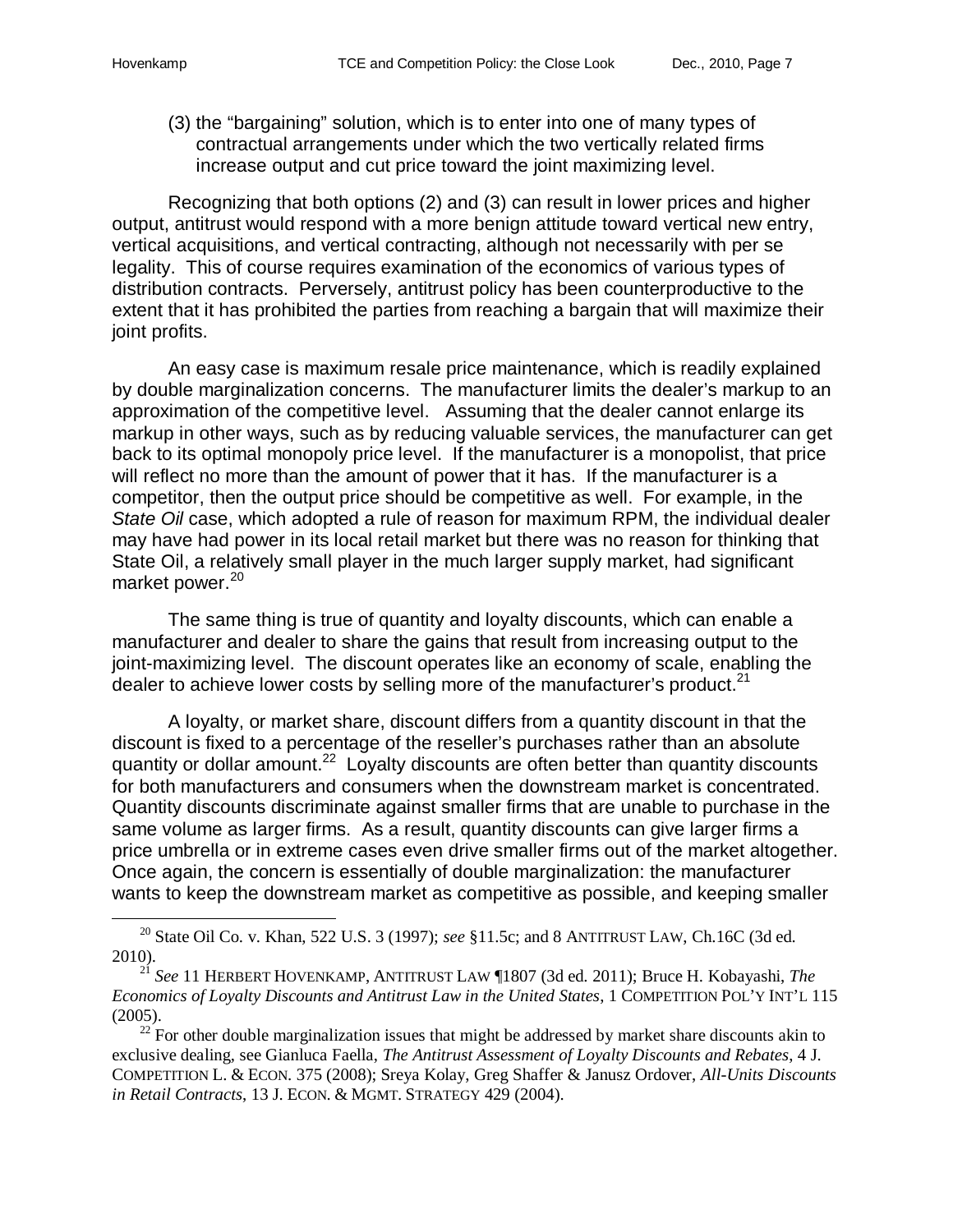(3) the "bargaining" solution, which is to enter into one of many types of contractual arrangements under which the two vertically related firms increase output and cut price toward the joint maximizing level.

Recognizing that both options (2) and (3) can result in lower prices and higher output, antitrust would respond with a more benign attitude toward vertical new entry, vertical acquisitions, and vertical contracting, although not necessarily with per se legality. This of course requires examination of the economics of various types of distribution contracts. Perversely, antitrust policy has been counterproductive to the extent that it has prohibited the parties from reaching a bargain that will maximize their joint profits.

An easy case is maximum resale price maintenance, which is readily explained by double marginalization concerns. The manufacturer limits the dealer's markup to an approximation of the competitive level. Assuming that the dealer cannot enlarge its markup in other ways, such as by reducing valuable services, the manufacturer can get back to its optimal monopoly price level. If the manufacturer is a monopolist, that price will reflect no more than the amount of power that it has. If the manufacturer is a competitor, then the output price should be competitive as well. For example, in the *State Oil* case, which adopted a rule of reason for maximum RPM, the individual dealer may have had power in its local retail market but there was no reason for thinking that State Oil, a relatively small player in the much larger supply market, had significant market power.[20]

The same thing is true of quantity and loyalty discounts, which can enable a manufacturer and dealer to share the gains that result from increasing output to the joint-maximizing level. The discount operates like an economy of scale, enabling the dealer to achieve lower costs by selling more of the manufacturer's product.[21]

A loyalty, or market share, discount differs from a quantity discount in that the discount is fixed to a percentage of the reseller's purchases rather than an absolute quantity or dollar amount.[22] Loyalty discounts are often better than quantity discounts for both manufacturers and consumers when the downstream market is concentrated. Quantity discounts discriminate against smaller firms that are unable to purchase in the same volume as larger firms. As a result, quantity discounts can give larger firms a price umbrella or in extreme cases even drive smaller firms out of the market altogether. Once again, the concern is essentially of double marginalization: the manufacturer wants to keep the downstream market as competitive as possible, and keeping smaller

---

[20] State Oil Co. v. Khan, 522 U.S. 3 (1997); *see* §11.5c; and 8 ANTITRUST LAW, Ch.16C (3d ed. 2010).

[21] *See* 11 HERBERT HOVENKAMP, ANTITRUST LAW ¶1807 (3d ed. 2011); Bruce H. Kobayashi, *The Economics of Loyalty Discounts and Antitrust Law in the United States*, 1 COMPETITION POL'Y INT'L 115 (2005).

[22] For other double marginalization issues that might be addressed by market share discounts akin to exclusive dealing, see Gianluca Faella, *The Antitrust Assessment of Loyalty Discounts and Rebates*, 4 J. COMPETITION L. & ECON. 375 (2008); Sreya Kolay, Greg Shaffer & Janusz Ordover, *All-Units Discounts in Retail Contracts*, 13 J. ECON. & MGMT. STRATEGY 429 (2004).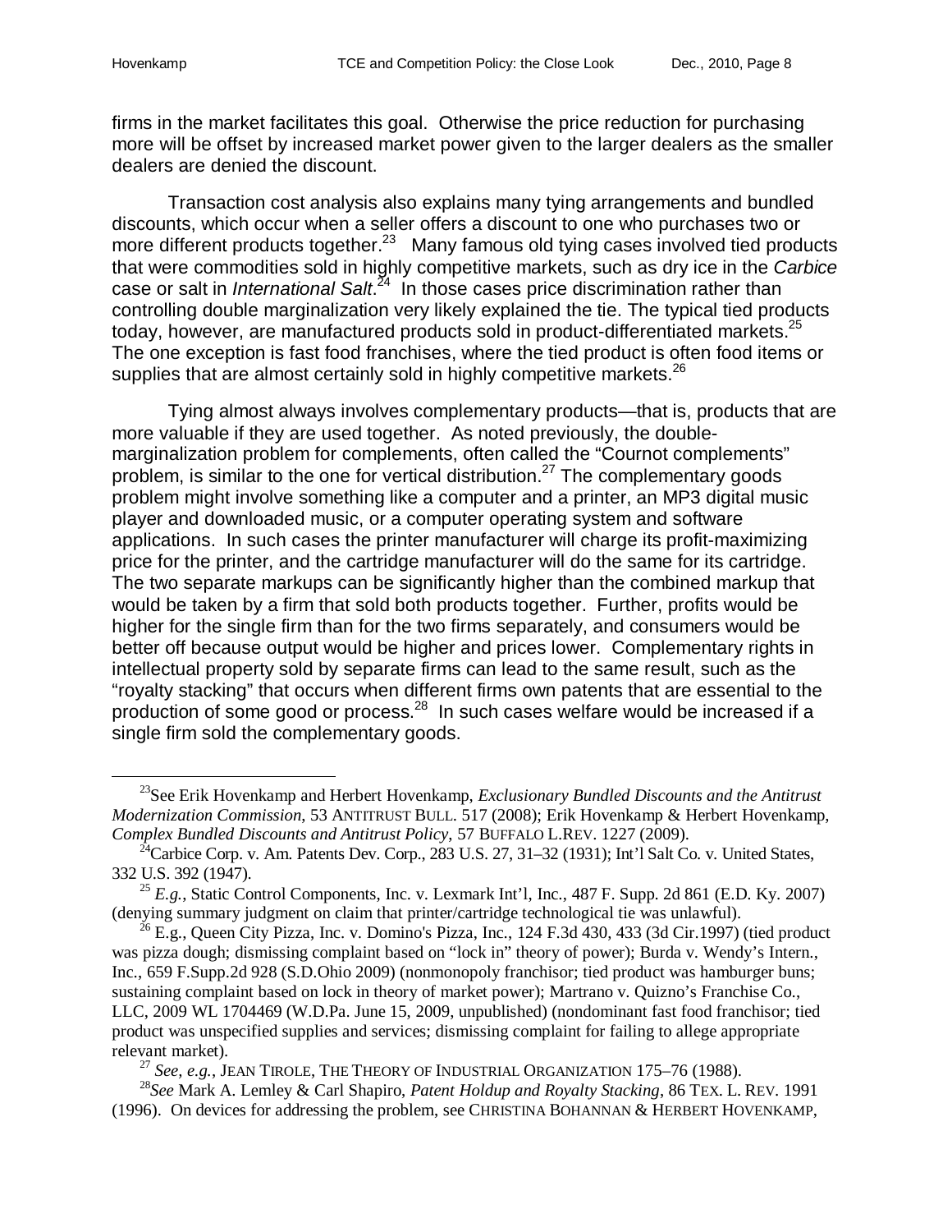firms in the market facilitates this goal. Otherwise the price reduction for purchasing more will be offset by increased market power given to the larger dealers as the smaller dealers are denied the discount.

Transaction cost analysis also explains many tying arrangements and bundled discounts, which occur when a seller offers a discount to one who purchases two or more different products together.[23] Many famous old tying cases involved tied products that were commodities sold in highly competitive markets, such as dry ice in the *Carbice* case or salt in *International Salt*.[24] In those cases price discrimination rather than controlling double marginalization very likely explained the tie. The typical tied products today, however, are manufactured products sold in product-differentiated markets.[25] The one exception is fast food franchises, where the tied product is often food items or supplies that are almost certainly sold in highly competitive markets.[26]

Tying almost always involves complementary products—that is, products that are more valuable if they are used together. As noted previously, the double-marginalization problem for complements, often called the "Cournot complements" problem, is similar to the one for vertical distribution.[27] The complementary goods problem might involve something like a computer and a printer, an MP3 digital music player and downloaded music, or a computer operating system and software applications. In such cases the printer manufacturer will charge its profit-maximizing price for the printer, and the cartridge manufacturer will do the same for its cartridge. The two separate markups can be significantly higher than the combined markup that would be taken by a firm that sold both products together. Further, profits would be higher for the single firm than for the two firms separately, and consumers would be better off because output would be higher and prices lower. Complementary rights in intellectual property sold by separate firms can lead to the same result, such as the "royalty stacking" that occurs when different firms own patents that are essential to the production of some good or process.[28] In such cases welfare would be increased if a single firm sold the complementary goods.

---

[23] See Erik Hovenkamp and Herbert Hovenkamp, *Exclusionary Bundled Discounts and the Antitrust Modernization Commission*, 53 ANTITRUST BULL. 517 (2008); Erik Hovenkamp & Herbert Hovenkamp, *Complex Bundled Discounts and Antitrust Policy*, 57 BUFFALO L.REV. 1227 (2009).

[24] Carbice Corp. v. Am. Patents Dev. Corp., 283 U.S. 27, 31–32 (1931); Int'l Salt Co. v. United States, 332 U.S. 392 (1947).

[25] *E.g.*, Static Control Components, Inc. v. Lexmark Int'l, Inc., 487 F. Supp. 2d 861 (E.D. Ky. 2007) (denying summary judgment on claim that printer/cartridge technological tie was unlawful).

[26] E.g., Queen City Pizza, Inc. v. Domino's Pizza, Inc., 124 F.3d 430, 433 (3d Cir.1997) (tied product was pizza dough; dismissing complaint based on "lock in" theory of power); Burda v. Wendy's Intern., Inc., 659 F.Supp.2d 928 (S.D.Ohio 2009) (nonmonopoly franchisor; tied product was hamburger buns; sustaining complaint based on lock in theory of market power); Martrano v. Quizno's Franchise Co., LLC, 2009 WL 1704469 (W.D.Pa. June 15, 2009, unpublished) (nondominant fast food franchisor; tied product was unspecified supplies and services; dismissing complaint for failing to allege appropriate relevant market).

[27] *See, e.g.*, JEAN TIROLE, THE THEORY OF INDUSTRIAL ORGANIZATION 175–76 (1988).

[28] *See* Mark A. Lemley & Carl Shapiro, *Patent Holdup and Royalty Stacking*, 86 TEX. L. REV. 1991 (1996). On devices for addressing the problem, see CHRISTINA BOHANNAN & HERBERT HOVENKAMP,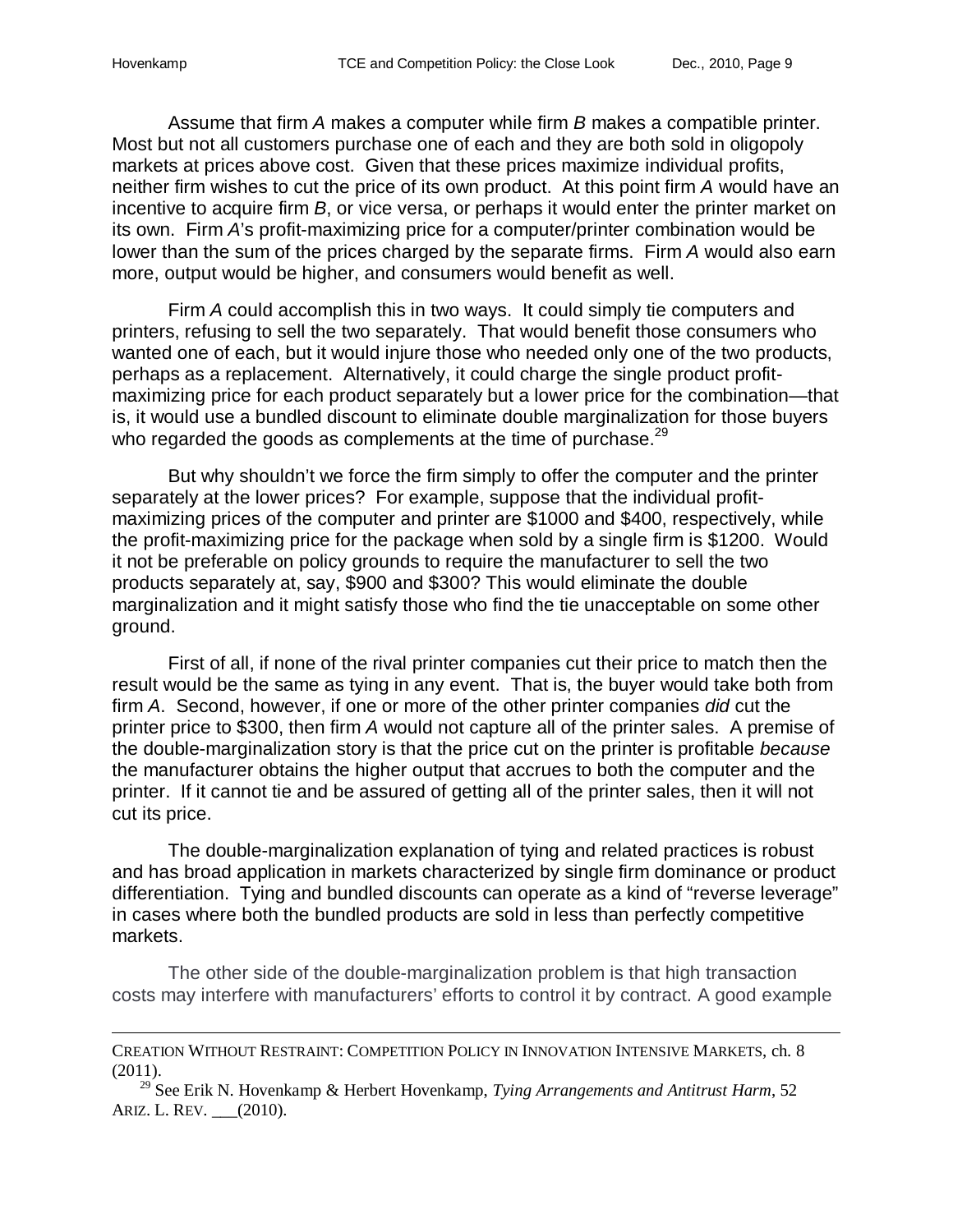Assume that firm *A* makes a computer while firm *B* makes a compatible printer. Most but not all customers purchase one of each and they are both sold in oligopoly markets at prices above cost. Given that these prices maximize individual profits, neither firm wishes to cut the price of its own product. At this point firm *A* would have an incentive to acquire firm *B*, or vice versa, or perhaps it would enter the printer market on its own. Firm *A*'s profit-maximizing price for a computer/printer combination would be lower than the sum of the prices charged by the separate firms. Firm *A* would also earn more, output would be higher, and consumers would benefit as well.

Firm *A* could accomplish this in two ways. It could simply tie computers and printers, refusing to sell the two separately. That would benefit those consumers who wanted one of each, but it would injure those who needed only one of the two products, perhaps as a replacement. Alternatively, it could charge the single product profit-maximizing price for each product separately but a lower price for the combination—that is, it would use a bundled discount to eliminate double marginalization for those buyers who regarded the goods as complements at the time of purchase.[29]

But why shouldn't we force the firm simply to offer the computer and the printer separately at the lower prices? For example, suppose that the individual profit-maximizing prices of the computer and printer are $1000 and $400, respectively, while the profit-maximizing price for the package when sold by a single firm is $1200. Would it not be preferable on policy grounds to require the manufacturer to sell the two products separately at, say, $900 and $300? This would eliminate the double marginalization and it might satisfy those who find the tie unacceptable on some other ground.

First of all, if none of the rival printer companies cut their price to match then the result would be the same as tying in any event. That is, the buyer would take both from firm *A*. Second, however, if one or more of the other printer companies *did* cut the printer price to $300, then firm *A* would not capture all of the printer sales. A premise of the double-marginalization story is that the price cut on the printer is profitable *because* the manufacturer obtains the higher output that accrues to both the computer and the printer. If it cannot tie and be assured of getting all of the printer sales, then it will not cut its price.

The double-marginalization explanation of tying and related practices is robust and has broad application in markets characterized by single firm dominance or product differentiation. Tying and bundled discounts can operate as a kind of "reverse leverage" in cases where both the bundled products are sold in less than perfectly competitive markets.

The other side of the double-marginalization problem is that high transaction costs may interfere with manufacturers' efforts to control it by contract. A good example

---

CREATION WITHOUT RESTRAINT: COMPETITION POLICY IN INNOVATION INTENSIVE MARKETS, ch. 8 (2011).

[29] See Erik N. Hovenkamp & Herbert Hovenkamp, *Tying Arrangements and Antitrust Harm*, 52 ARIZ. L. REV. ___(2010).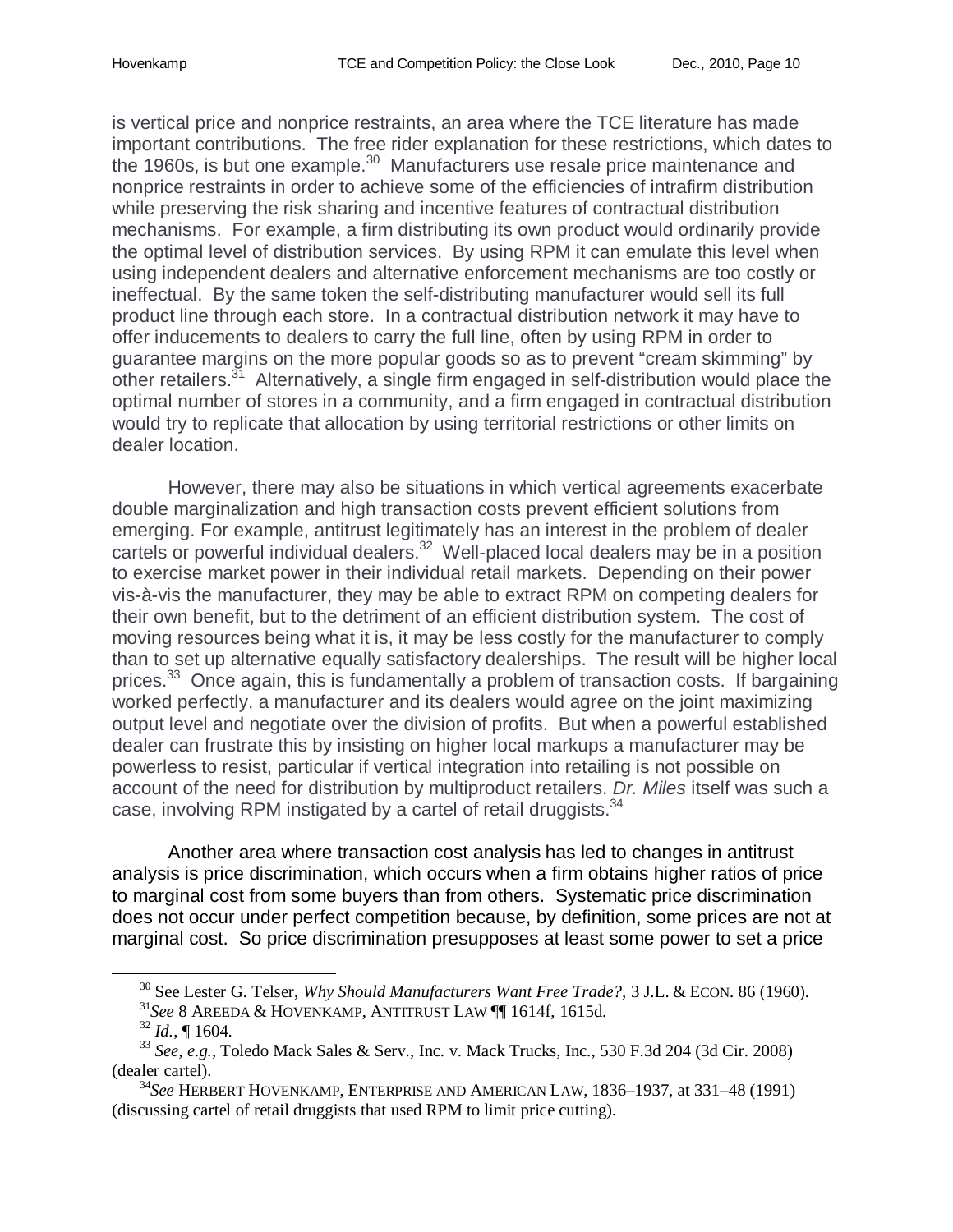is vertical price and nonprice restraints, an area where the TCE literature has made important contributions. The free rider explanation for these restrictions, which dates to the 1960s, is but one example.[30] Manufacturers use resale price maintenance and nonprice restraints in order to achieve some of the efficiencies of intrafirm distribution while preserving the risk sharing and incentive features of contractual distribution mechanisms. For example, a firm distributing its own product would ordinarily provide the optimal level of distribution services. By using RPM it can emulate this level when using independent dealers and alternative enforcement mechanisms are too costly or ineffectual. By the same token the self-distributing manufacturer would sell its full product line through each store. In a contractual distribution network it may have to offer inducements to dealers to carry the full line, often by using RPM in order to guarantee margins on the more popular goods so as to prevent "cream skimming" by other retailers.[31] Alternatively, a single firm engaged in self-distribution would place the optimal number of stores in a community, and a firm engaged in contractual distribution would try to replicate that allocation by using territorial restrictions or other limits on dealer location.

However, there may also be situations in which vertical agreements exacerbate double marginalization and high transaction costs prevent efficient solutions from emerging. For example, antitrust legitimately has an interest in the problem of dealer cartels or powerful individual dealers.[32] Well-placed local dealers may be in a position to exercise market power in their individual retail markets. Depending on their power vis-à-vis the manufacturer, they may be able to extract RPM on competing dealers for their own benefit, but to the detriment of an efficient distribution system. The cost of moving resources being what it is, it may be less costly for the manufacturer to comply than to set up alternative equally satisfactory dealerships. The result will be higher local prices.[33] Once again, this is fundamentally a problem of transaction costs. If bargaining worked perfectly, a manufacturer and its dealers would agree on the joint maximizing output level and negotiate over the division of profits. But when a powerful established dealer can frustrate this by insisting on higher local markups a manufacturer may be powerless to resist, particular if vertical integration into retailing is not possible on account of the need for distribution by multiproduct retailers. *Dr. Miles* itself was such a case, involving RPM instigated by a cartel of retail druggists.[34]

Another area where transaction cost analysis has led to changes in antitrust analysis is price discrimination, which occurs when a firm obtains higher ratios of price to marginal cost from some buyers than from others. Systematic price discrimination does not occur under perfect competition because, by definition, some prices are not at marginal cost. So price discrimination presupposes at least some power to set a price

---

[30] See Lester G. Telser, *Why Should Manufacturers Want Free Trade?*, 3 J.L. & ECON. 86 (1960).

[31] *See* 8 AREEDA & HOVENKAMP, ANTITRUST LAW ¶¶ 1614f, 1615d.

[32] *Id.*, ¶ 1604.

[33] *See, e.g.*, Toledo Mack Sales & Serv., Inc. v. Mack Trucks, Inc., 530 F.3d 204 (3d Cir. 2008) (dealer cartel).

[34] *See* HERBERT HOVENKAMP, ENTERPRISE AND AMERICAN LAW, 1836–1937, at 331–48 (1991) (discussing cartel of retail druggists that used RPM to limit price cutting).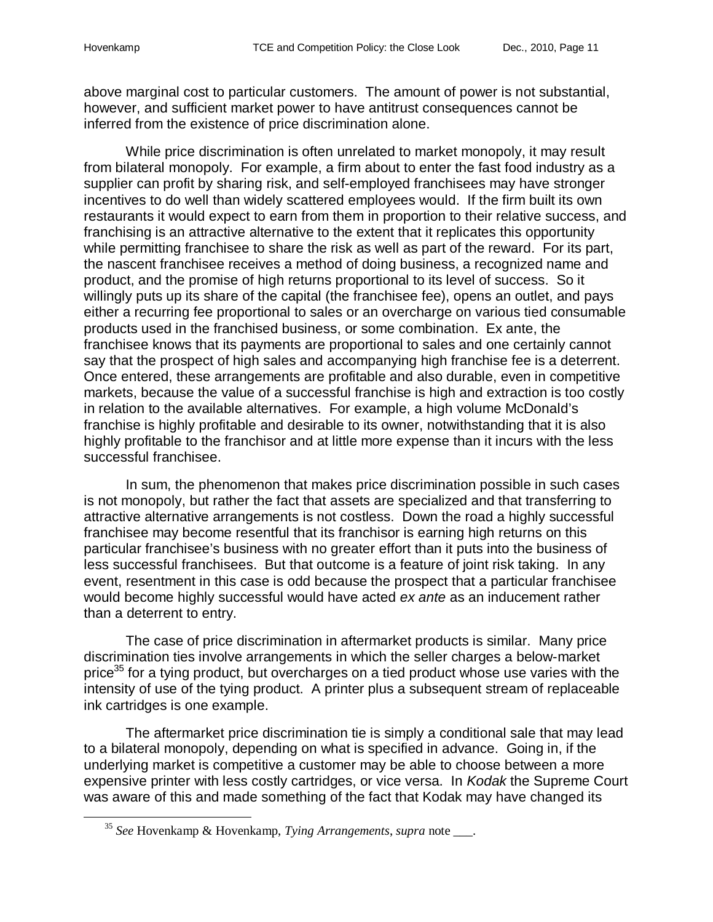above marginal cost to particular customers. The amount of power is not substantial, however, and sufficient market power to have antitrust consequences cannot be inferred from the existence of price discrimination alone.

While price discrimination is often unrelated to market monopoly, it may result from bilateral monopoly. For example, a firm about to enter the fast food industry as a supplier can profit by sharing risk, and self-employed franchisees may have stronger incentives to do well than widely scattered employees would. If the firm built its own restaurants it would expect to earn from them in proportion to their relative success, and franchising is an attractive alternative to the extent that it replicates this opportunity while permitting franchisee to share the risk as well as part of the reward. For its part, the nascent franchisee receives a method of doing business, a recognized name and product, and the promise of high returns proportional to its level of success. So it willingly puts up its share of the capital (the franchisee fee), opens an outlet, and pays either a recurring fee proportional to sales or an overcharge on various tied consumable products used in the franchised business, or some combination. Ex ante, the franchisee knows that its payments are proportional to sales and one certainly cannot say that the prospect of high sales and accompanying high franchise fee is a deterrent. Once entered, these arrangements are profitable and also durable, even in competitive markets, because the value of a successful franchise is high and extraction is too costly in relation to the available alternatives. For example, a high volume McDonald's franchise is highly profitable and desirable to its owner, notwithstanding that it is also highly profitable to the franchisor and at little more expense than it incurs with the less successful franchisee.

In sum, the phenomenon that makes price discrimination possible in such cases is not monopoly, but rather the fact that assets are specialized and that transferring to attractive alternative arrangements is not costless. Down the road a highly successful franchisee may become resentful that its franchisor is earning high returns on this particular franchisee's business with no greater effort than it puts into the business of less successful franchisees. But that outcome is a feature of joint risk taking. In any event, resentment in this case is odd because the prospect that a particular franchisee would become highly successful would have acted *ex ante* as an inducement rather than a deterrent to entry.

The case of price discrimination in aftermarket products is similar. Many price discrimination ties involve arrangements in which the seller charges a below-market price[35] for a tying product, but overcharges on a tied product whose use varies with the intensity of use of the tying product. A printer plus a subsequent stream of replaceable ink cartridges is one example.

The aftermarket price discrimination tie is simply a conditional sale that may lead to a bilateral monopoly, depending on what is specified in advance. Going in, if the underlying market is competitive a customer may be able to choose between a more expensive printer with less costly cartridges, or vice versa. In *Kodak* the Supreme Court was aware of this and made something of the fact that Kodak may have changed its

[35] *See* Hovenkamp & Hovenkamp, *Tying Arrangements*, *supra* note ___.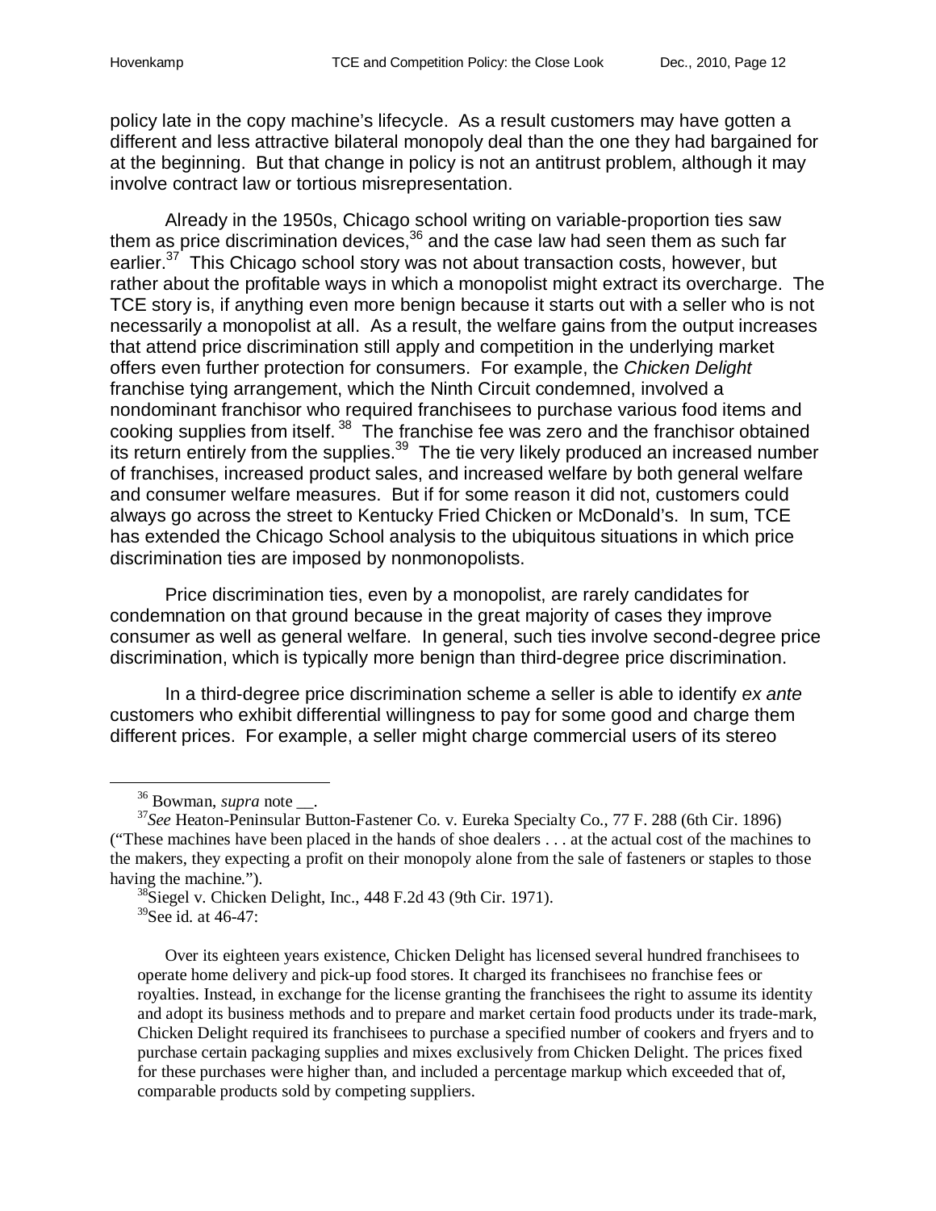policy late in the copy machine's lifecycle. As a result customers may have gotten a different and less attractive bilateral monopoly deal than the one they had bargained for at the beginning. But that change in policy is not an antitrust problem, although it may involve contract law or tortious misrepresentation.

Already in the 1950s, Chicago school writing on variable-proportion ties saw them as price discrimination devices,[36] and the case law had seen them as such far earlier.[37] This Chicago school story was not about transaction costs, however, but rather about the profitable ways in which a monopolist might extract its overcharge. The TCE story is, if anything even more benign because it starts out with a seller who is not necessarily a monopolist at all. As a result, the welfare gains from the output increases that attend price discrimination still apply and competition in the underlying market offers even further protection for consumers. For example, the *Chicken Delight* franchise tying arrangement, which the Ninth Circuit condemned, involved a nondominant franchisor who required franchisees to purchase various food items and cooking supplies from itself.[38] The franchise fee was zero and the franchisor obtained its return entirely from the supplies.[39] The tie very likely produced an increased number of franchises, increased product sales, and increased welfare by both general welfare and consumer welfare measures. But if for some reason it did not, customers could always go across the street to Kentucky Fried Chicken or McDonald's. In sum, TCE has extended the Chicago School analysis to the ubiquitous situations in which price discrimination ties are imposed by nonmonopolists.

Price discrimination ties, even by a monopolist, are rarely candidates for condemnation on that ground because in the great majority of cases they improve consumer as well as general welfare. In general, such ties involve second-degree price discrimination, which is typically more benign than third-degree price discrimination.

In a third-degree price discrimination scheme a seller is able to identify *ex ante* customers who exhibit differential willingness to pay for some good and charge them different prices. For example, a seller might charge commercial users of its stereo

---

[36] Bowman, *supra* note __.

[37] *See* Heaton-Peninsular Button-Fastener Co. v. Eureka Specialty Co., 77 F. 288 (6th Cir. 1896) ("These machines have been placed in the hands of shoe dealers . . . at the actual cost of the machines to the makers, they expecting a profit on their monopoly alone from the sale of fasteners or staples to those having the machine.").

[38] Siegel v. Chicken Delight, Inc., 448 F.2d 43 (9th Cir. 1971).

[39] See id. at 46-47:

> Over its eighteen years existence, Chicken Delight has licensed several hundred franchisees to operate home delivery and pick-up food stores. It charged its franchisees no franchise fees or royalties. Instead, in exchange for the license granting the franchisees the right to assume its identity and adopt its business methods and to prepare and market certain food products under its trade-mark, Chicken Delight required its franchisees to purchase a specified number of cookers and fryers and to purchase certain packaging supplies and mixes exclusively from Chicken Delight. The prices fixed for these purchases were higher than, and included a percentage markup which exceeded that of, comparable products sold by competing suppliers.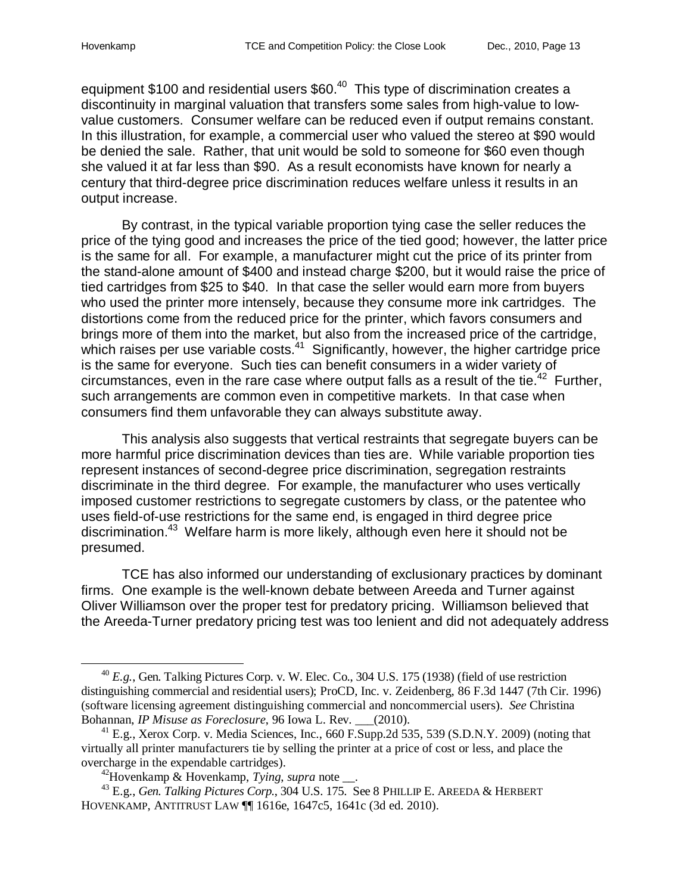equipment \$100 and residential users \$60.[40] This type of discrimination creates a discontinuity in marginal valuation that transfers some sales from high-value to low-value customers. Consumer welfare can be reduced even if output remains constant. In this illustration, for example, a commercial user who valued the stereo at \$90 would be denied the sale. Rather, that unit would be sold to someone for \$60 even though she valued it at far less than \$90. As a result economists have known for nearly a century that third-degree price discrimination reduces welfare unless it results in an output increase.

By contrast, in the typical variable proportion tying case the seller reduces the price of the tying good and increases the price of the tied good; however, the latter price is the same for all. For example, a manufacturer might cut the price of its printer from the stand-alone amount of \$400 and instead charge \$200, but it would raise the price of tied cartridges from \$25 to \$40. In that case the seller would earn more from buyers who used the printer more intensely, because they consume more ink cartridges. The distortions come from the reduced price for the printer, which favors consumers and brings more of them into the market, but also from the increased price of the cartridge, which raises per use variable costs.[41] Significantly, however, the higher cartridge price is the same for everyone. Such ties can benefit consumers in a wider variety of circumstances, even in the rare case where output falls as a result of the tie.[42] Further, such arrangements are common even in competitive markets. In that case when consumers find them unfavorable they can always substitute away.

This analysis also suggests that vertical restraints that segregate buyers can be more harmful price discrimination devices than ties are. While variable proportion ties represent instances of second-degree price discrimination, segregation restraints discriminate in the third degree. For example, the manufacturer who uses vertically imposed customer restrictions to segregate customers by class, or the patentee who uses field-of-use restrictions for the same end, is engaged in third degree price discrimination.[43] Welfare harm is more likely, although even here it should not be presumed.

TCE has also informed our understanding of exclusionary practices by dominant firms. One example is the well-known debate between Areeda and Turner against Oliver Williamson over the proper test for predatory pricing. Williamson believed that the Areeda-Turner predatory pricing test was too lenient and did not adequately address

---

[40] *E.g.*, Gen. Talking Pictures Corp. v. W. Elec. Co., 304 U.S. 175 (1938) (field of use restriction distinguishing commercial and residential users); ProCD, Inc. v. Zeidenberg, 86 F.3d 1447 (7th Cir. 1996) (software licensing agreement distinguishing commercial and noncommercial users). *See* Christina Bohannan, *IP Misuse as Foreclosure*, 96 Iowa L. Rev. ___(2010).

[41] E.g., Xerox Corp. v. Media Sciences, Inc., 660 F.Supp.2d 535, 539 (S.D.N.Y. 2009) (noting that virtually all printer manufacturers tie by selling the printer at a price of cost or less, and place the overcharge in the expendable cartridges).

[42] Hovenkamp & Hovenkamp, *Tying*, *supra* note __.

[43] E.g., *Gen. Talking Pictures Corp.*, 304 U.S. 175. See 8 PHILLIP E. AREEDA & HERBERT HOVENKAMP, ANTITRUST LAW ¶¶ 1616e, 1647c5, 1641c (3d ed. 2010).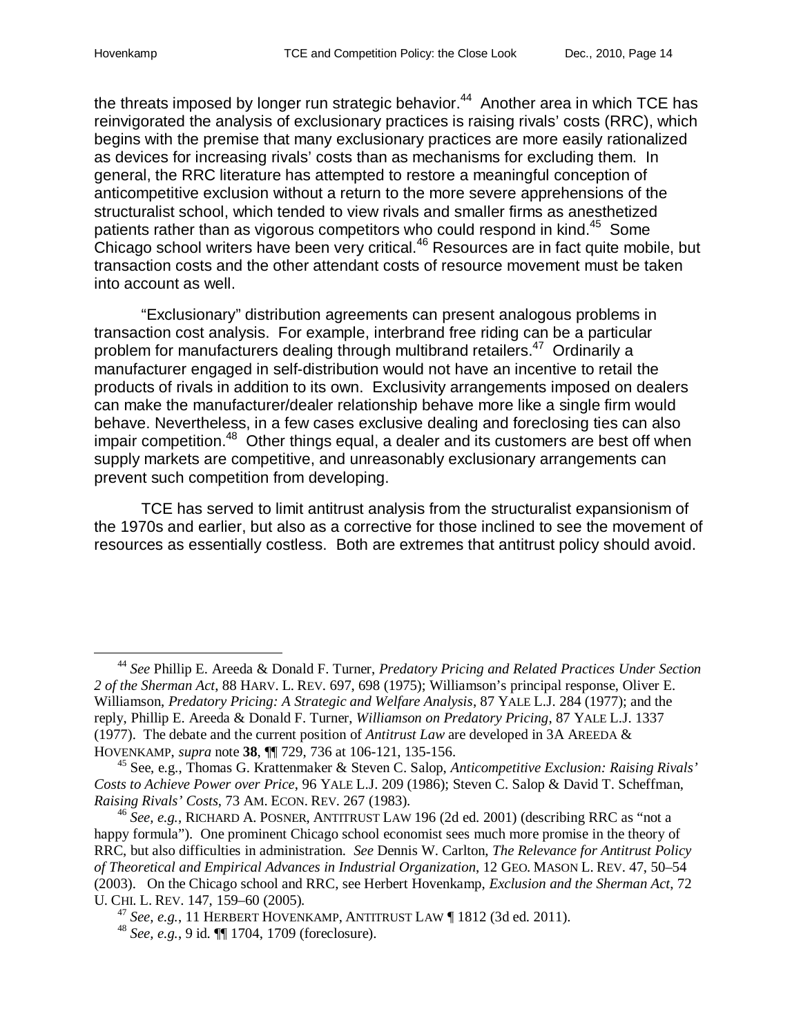the threats imposed by longer run strategic behavior.[44] Another area in which TCE has reinvigorated the analysis of exclusionary practices is raising rivals' costs (RRC), which begins with the premise that many exclusionary practices are more easily rationalized as devices for increasing rivals' costs than as mechanisms for excluding them. In general, the RRC literature has attempted to restore a meaningful conception of anticompetitive exclusion without a return to the more severe apprehensions of the structuralist school, which tended to view rivals and smaller firms as anesthetized patients rather than as vigorous competitors who could respond in kind.[45] Some Chicago school writers have been very critical.[46] Resources are in fact quite mobile, but transaction costs and the other attendant costs of resource movement must be taken into account as well.

"Exclusionary" distribution agreements can present analogous problems in transaction cost analysis. For example, interbrand free riding can be a particular problem for manufacturers dealing through multibrand retailers.[47] Ordinarily a manufacturer engaged in self-distribution would not have an incentive to retail the products of rivals in addition to its own. Exclusivity arrangements imposed on dealers can make the manufacturer/dealer relationship behave more like a single firm would behave. Nevertheless, in a few cases exclusive dealing and foreclosing ties can also impair competition.[48] Other things equal, a dealer and its customers are best off when supply markets are competitive, and unreasonably exclusionary arrangements can prevent such competition from developing.

TCE has served to limit antitrust analysis from the structuralist expansionism of the 1970s and earlier, but also as a corrective for those inclined to see the movement of resources as essentially costless. Both are extremes that antitrust policy should avoid.

---

[44] *See* Phillip E. Areeda & Donald F. Turner, *Predatory Pricing and Related Practices Under Section 2 of the Sherman Act*, 88 HARV. L. REV. 697, 698 (1975); Williamson's principal response, Oliver E. Williamson, *Predatory Pricing: A Strategic and Welfare Analysis*, 87 YALE L.J. 284 (1977); and the reply, Phillip E. Areeda & Donald F. Turner, *Williamson on Predatory Pricing*, 87 YALE L.J. 1337 (1977). The debate and the current position of *Antitrust Law* are developed in 3A AREEDA & HOVENKAMP, *supra* note **38**, ¶¶ 729, 736 at 106-121, 135-156.

[45] See, e.g., Thomas G. Krattenmaker & Steven C. Salop, *Anticompetitive Exclusion: Raising Rivals' Costs to Achieve Power over Price*, 96 YALE L.J. 209 (1986); Steven C. Salop & David T. Scheffman, *Raising Rivals' Costs*, 73 AM. ECON. REV. 267 (1983).

[46] *See, e.g.*, RICHARD A. POSNER, ANTITRUST LAW 196 (2d ed. 2001) (describing RRC as "not a happy formula"). One prominent Chicago school economist sees much more promise in the theory of RRC, but also difficulties in administration. *See* Dennis W. Carlton, *The Relevance for Antitrust Policy of Theoretical and Empirical Advances in Industrial Organization*, 12 GEO. MASON L. REV. 47, 50–54 (2003). On the Chicago school and RRC, see Herbert Hovenkamp, *Exclusion and the Sherman Act*, 72 U. CHI. L. REV. 147, 159–60 (2005).

[47] *See, e.g.*, 11 HERBERT HOVENKAMP, ANTITRUST LAW ¶ 1812 (3d ed. 2011).

[48] *See, e.g.*, 9 id. ¶¶ 1704, 1709 (foreclosure).